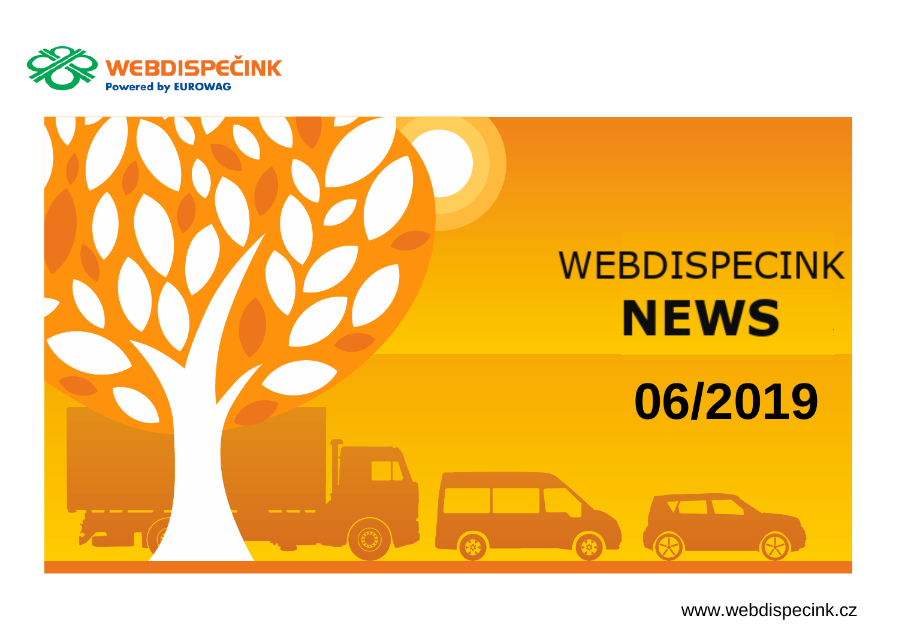WEBDISPEČINK
Powered by EUROWAG

# WEBDISPECINK NEWS

## 06/2019

www.webdispecink.cz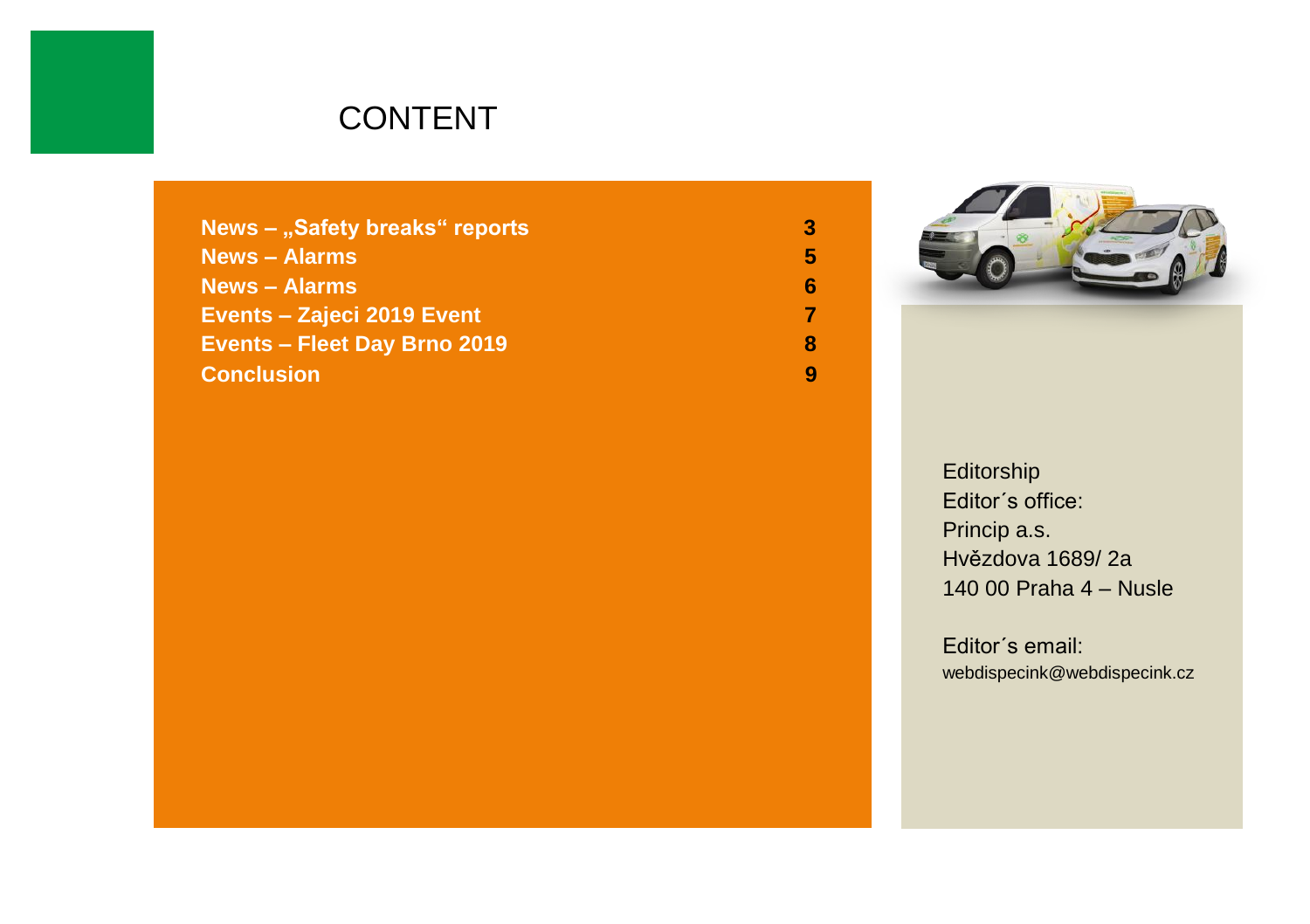# CONTENT

| | |
|---|---|
| **News – „Safety breaks“ reports** | **3** |
| **News – Alarms** | **5** |
| **News – Alarms** | **6** |
| **Events – Zajeci 2019 Event** | **7** |
| **Events – Fleet Day Brno 2019** | **8** |
| **Conclusion** | **9** |

Editorship
Editor´s office:
Princip a.s.
Hvězdova 1689/ 2a
140 00 Praha 4 – Nusle

Editor´s email:
webdispecink@webdispecink.cz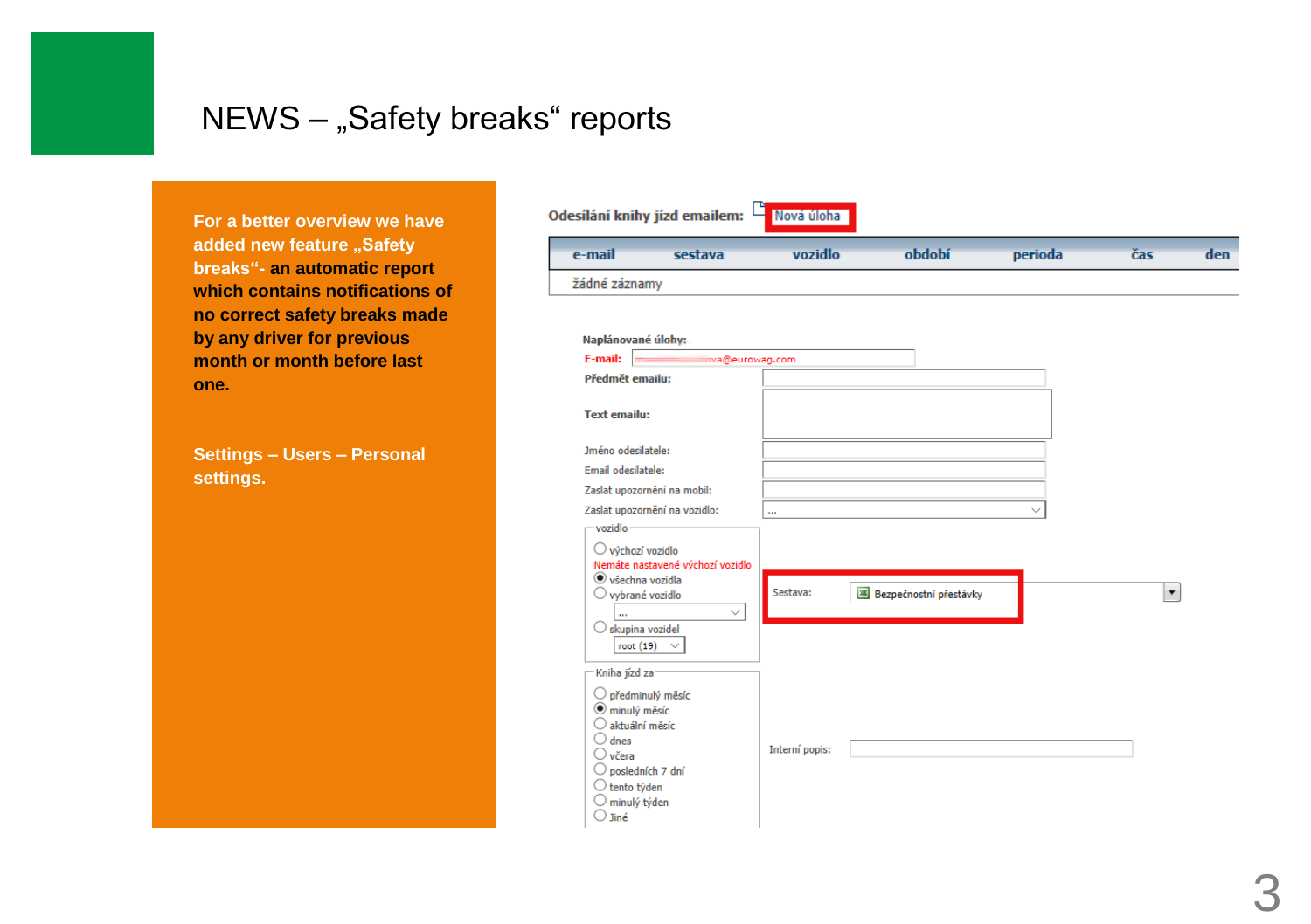# NEWS – „Safety breaks“ reports

**For a better overview we have added new feature „Safety breaks“- an automatic report which contains notifications of no correct safety breaks made by any driver for previous month or month before last one.**

**Settings – Users – Personal settings.**

**Odesílání knihy jízd emailem:** Nová úloha

| e-mail | sestava | vozidlo | období | perioda | čas | den |
|---|---|---|---|---|---|---|
| žádné záznamy | | | | | | |

**Naplánované úlohy:**

**E-mail:** ...va@eurowag.com

**Předmět emailu:**

**Text emailu:**

Jméno odesilatele:

Email odesilatele:

Zaslat upozornění na mobil:

Zaslat upozornění na vozidlo: ...

vozidlo
- výchozí vozidlo
- Nemáte nastavené výchozí vozidlo
- všechna vozidla
- vybrané vozidlo ...
- skupina vozidel root (19)

Sestava: Bezpečnostní přestávky

Kniha jízd za
- předminulý měsíc
- minulý měsíc
- aktuální měsíc
- dnes
- včera
- posledních 7 dní
- tento týden
- minulý týden
- Jiné

Interní popis: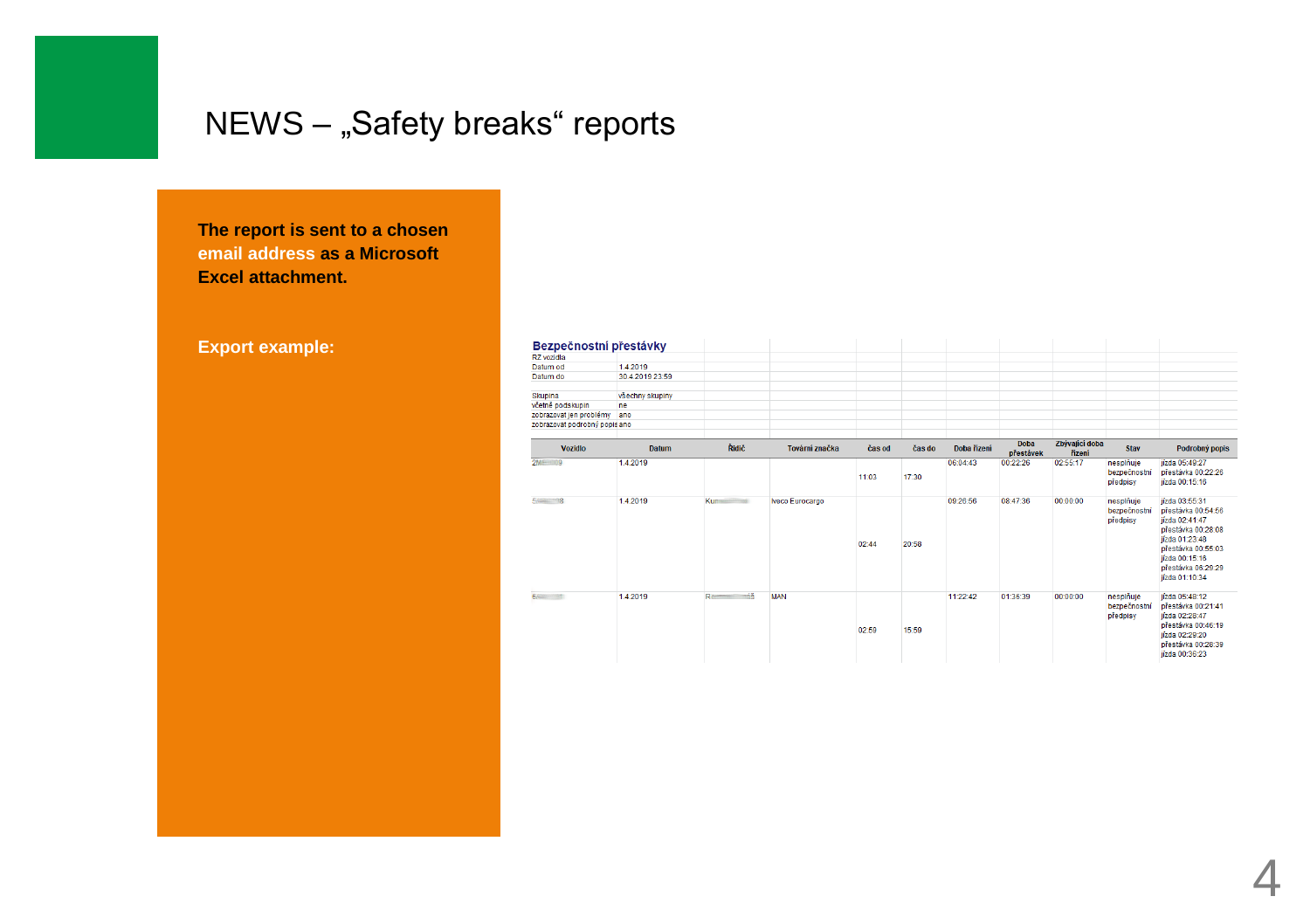# NEWS – „Safety breaks“ reports

**The report is sent to a chosen email address as a Microsoft Excel attachment.**

**Export example:**

**Bezpečnostní přestávky**

| | |
|---|---|
| RZ vozidla | |
| Datum od | 1.4.2019 |
| Datum do | 30.4.2019 23:59 |
| Skupina | všechny skupiny |
| včetně podskupin | ne |
| zobrazovat jen problémy | ano |
| zobrazovat podrobný popis | ano |

| Vozidlo | Datum | Řidič | Tovární značka | čas od | čas do | Doba řízení | Doba přestávek | Zbývající doba řízení | Stav | Podrobný popis |
|---|---|---|---|---|---|---|---|---|---|---|
| 2M...9 | 1.4.2019 | | | 11:03 | 17:30 | 06:04:43 | 00:22:26 | 02:55:17 | nesplňuje bezpečnostní předpisy | jízda 05:49:27<br>přestávka 00:22:26<br>jízda 00:15:16 |
| 5...8 | 1.4.2019 | Ku... | Iveco Eurocargo | 02:44 | 20:58 | 09:26:56 | 08:47:36 | 00:00:00 | nesplňuje bezpečnostní předpisy | jízda 03:55:31<br>přestávka 00:54:56<br>jízda 02:41:47<br>přestávka 00:28:08<br>jízda 01:23:48<br>přestávka 00:55:03<br>jízda 00:15:16<br>přestávka 06:29:29<br>jízda 01:10:34 |
| 5... | 1.4.2019 | R...š | MAN | 02:59 | 15:59 | 11:22:42 | 01:36:39 | 00:00:00 | nesplňuje bezpečnostní předpisy | jízda 05:48:12<br>přestávka 00:21:41<br>jízda 02:28:47<br>přestávka 00:46:19<br>jízda 02:29:20<br>přestávka 00:28:39<br>jízda 00:36:23 |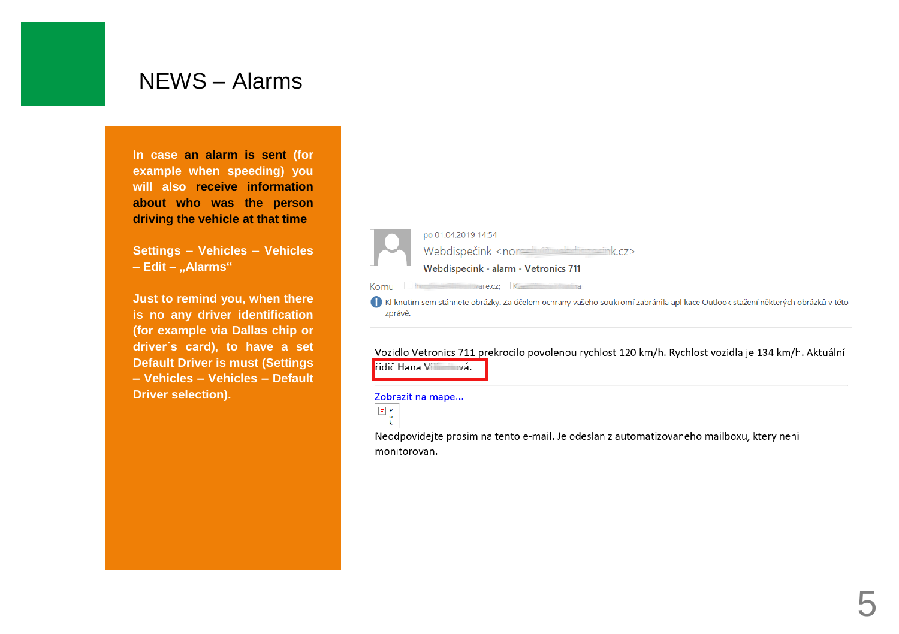# NEWS – Alarms

**In case an alarm is sent (for example when speeding) you will also receive information about who was the person driving the vehicle at that time**

**Settings – Vehicles – Vehicles – Edit – „Alarms“**

**Just to remind you, when there is no any driver identification (for example via Dallas chip or driver´s card), to have a set Default Driver is must (Settings – Vehicles – Vehicles – Default Driver selection).**

po 01.04.2019 14:54

Webdispečink <no...k.cz>

**Webdispecink - alarm - Vetronics 711**

Komu ...are.cz; K...a

Kliknutím sem stáhnete obrázky. Za účelem ochrany vašeho soukromí zabránila aplikace Outlook stažení některých obrázků v této zprávě.

Vozidlo Vetronics 711 prekrocilo povolenou rychlost 120 km/h. Rychlost vozidla je 134 km/h. Aktuální řidič Hana V...vá.

Zobrazit na mape...

Neodpovidejte prosim na tento e-mail. Je odeslan z automatizovaneho mailboxu, ktery neni monitorovan.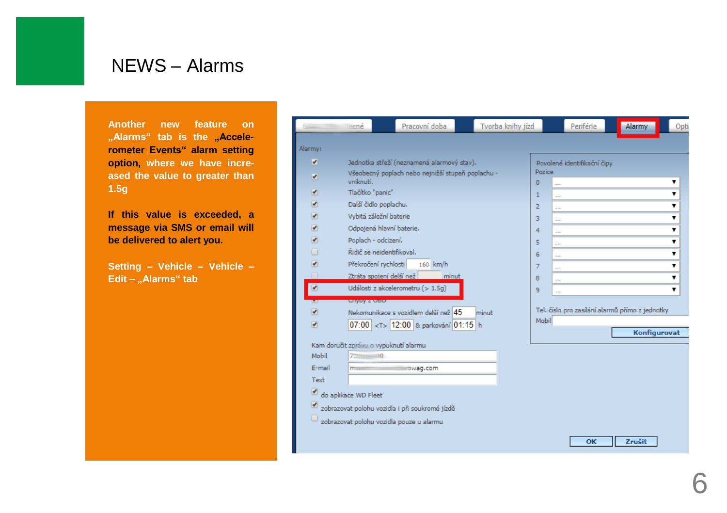# NEWS – Alarms

**Another new feature on „Alarms“ tab is the „Accelerometer Events“ alarm setting option, where we have increased the value to greater than 1.5g**

**If this value is exceeded, a message via SMS or email will be delivered to alert you.**

**Setting – Vehicle – Vehicle – Edit – „Alarms“ tab**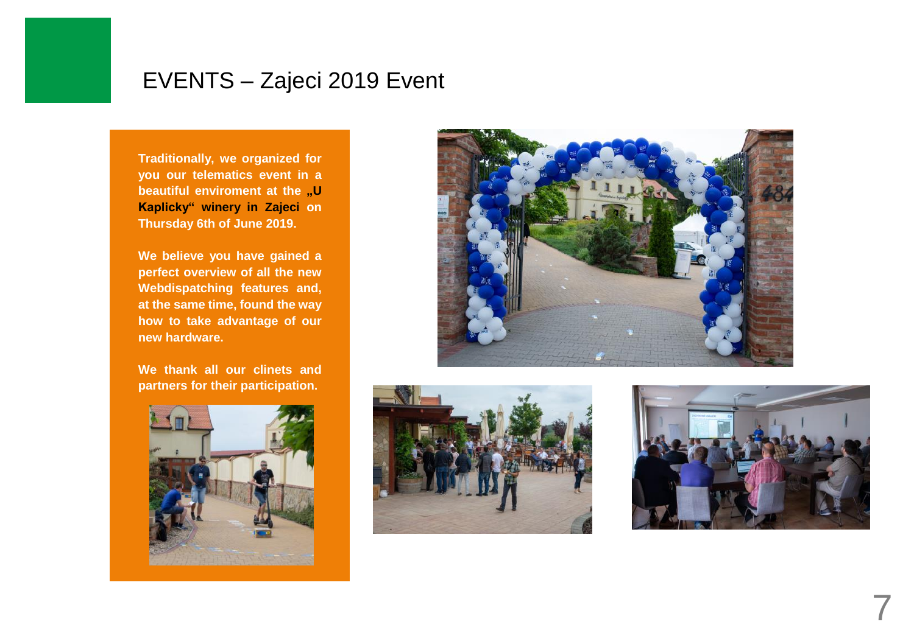# EVENTS – Zajeci 2019 Event

**Traditionally, we organized for you our telematics event in a beautiful enviroment at the „U Kaplicky“ winery in Zajeci on Thursday 6th of June 2019.**

**We believe you have gained a perfect overview of all the new Webdispatching features and, at the same time, found the way how to take advantage of our new hardware.**

**We thank all our clinets and partners for their participation.**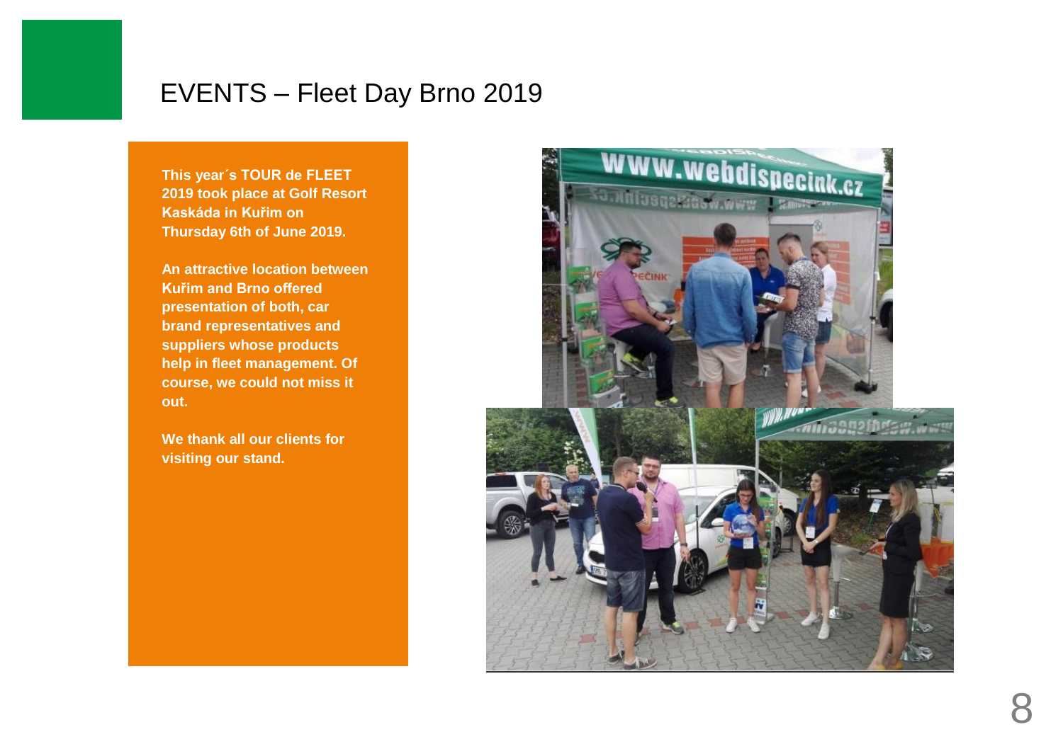# EVENTS – Fleet Day Brno 2019

**This year´s TOUR de FLEET 2019 took place at Golf Resort Kaskáda in Kuřim on Thursday 6th of June 2019.**

**An attractive location between Kuřim and Brno offered presentation of both, car brand representatives and suppliers whose products help in fleet management. Of course, we could not miss it out.**

**We thank all our clients for visiting our stand.**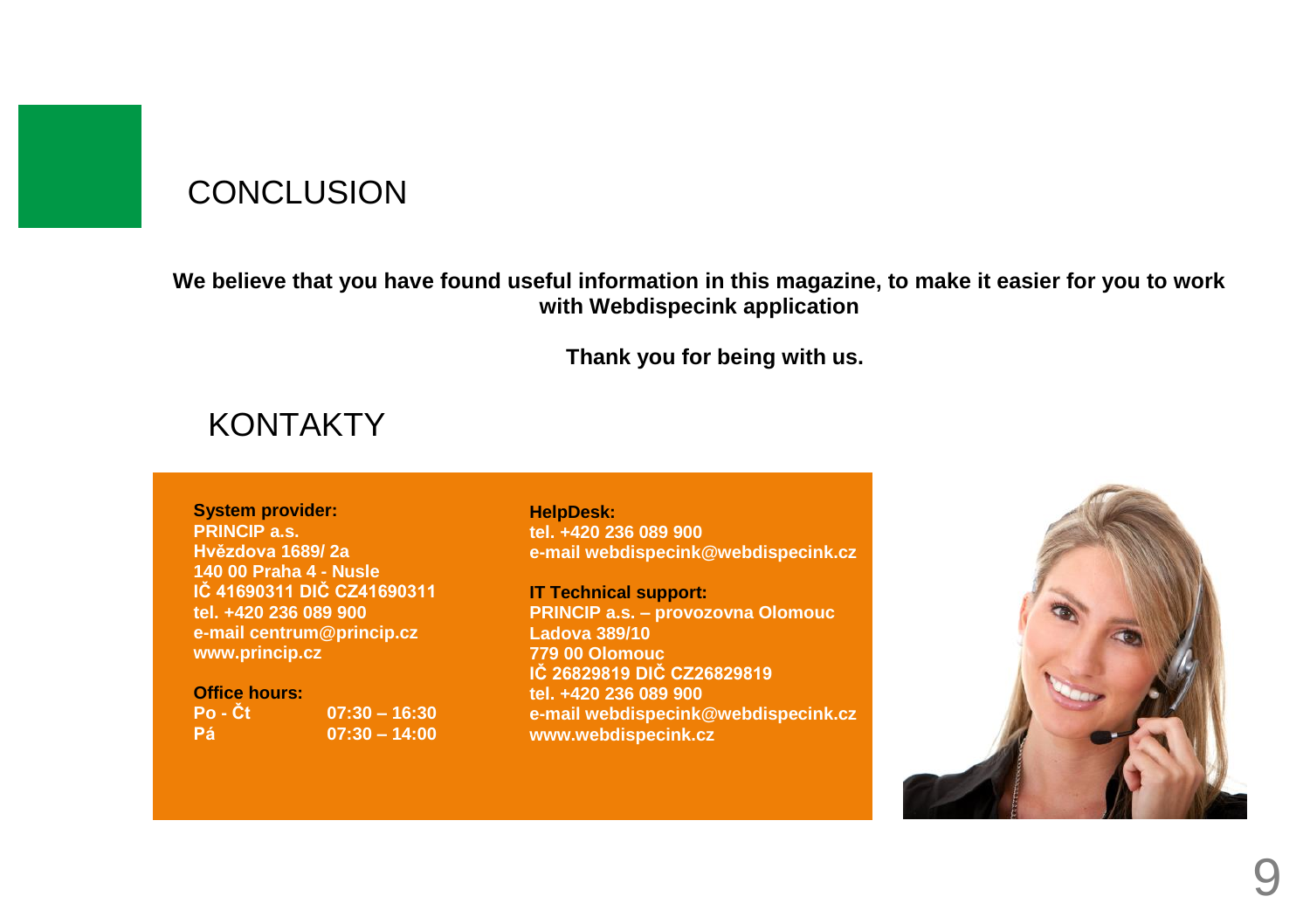## CONCLUSION

**We believe that you have found useful information in this magazine, to make it easier for you to work with Webdispecink application**

**Thank you for being with us.**

## KONTAKTY

**System provider:**
**PRINCIP a.s.**
**Hvězdova 1689/ 2a**
**140 00 Praha 4 - Nusle**
**IČ 41690311 DIČ CZ41690311**
**tel. +420 236 089 900**
**e-mail centrum@princip.cz**
**www.princip.cz**

**Office hours:**

| | |
|---|---|
| **Po - Čt** | **07:30 – 16:30** |
| **Pá** | **07:30 – 14:00** |

**HelpDesk:**
**tel. +420 236 089 900**
**e-mail webdispecink@webdispecink.cz**

**IT Technical support:**
**PRINCIP a.s. – provozovna Olomouc**
**Ladova 389/10**
**779 00 Olomouc**
**IČ 26829819 DIČ CZ26829819**
**tel. +420 236 089 900**
**e-mail webdispecink@webdispecink.cz**
**www.webdispecink.cz**